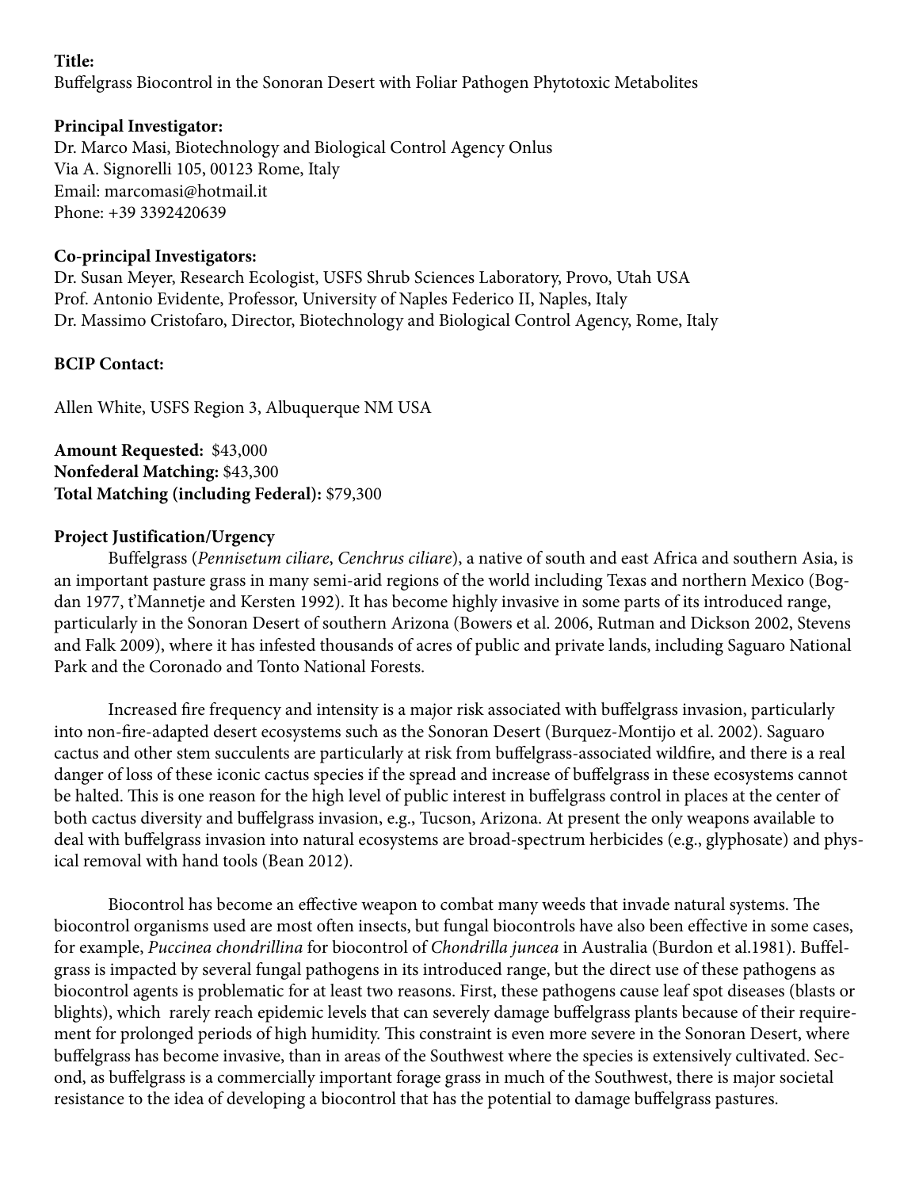**Title:**
Buffelgrass Biocontrol in the Sonoran Desert with Foliar Pathogen Phytotoxic Metabolites

**Principal Investigator:**
Dr. Marco Masi, Biotechnology and Biological Control Agency Onlus
Via A. Signorelli 105, 00123 Rome, Italy
Email: marcomasi@hotmail.it
Phone: +39 3392420639

**Co-principal Investigators:**
Dr. Susan Meyer, Research Ecologist, USFS Shrub Sciences Laboratory, Provo, Utah USA
Prof. Antonio Evidente, Professor, University of Naples Federico II, Naples, Italy
Dr. Massimo Cristofaro, Director, Biotechnology and Biological Control Agency, Rome, Italy

**BCIP Contact:**

Allen White, USFS Region 3, Albuquerque NM USA

**Amount Requested:** $43,000
**Nonfederal Matching:** $43,300
**Total Matching (including Federal):** $79,300

**Project Justification/Urgency**

Buffelgrass (*Pennisetum ciliare*, *Cenchrus ciliare*), a native of south and east Africa and southern Asia, is an important pasture grass in many semi-arid regions of the world including Texas and northern Mexico (Bogdan 1977, t'Mannetje and Kersten 1992). It has become highly invasive in some parts of its introduced range, particularly in the Sonoran Desert of southern Arizona (Bowers et al. 2006, Rutman and Dickson 2002, Stevens and Falk 2009), where it has infested thousands of acres of public and private lands, including Saguaro National Park and the Coronado and Tonto National Forests.

Increased fire frequency and intensity is a major risk associated with buffelgrass invasion, particularly into non-fire-adapted desert ecosystems such as the Sonoran Desert (Burquez-Montijo et al. 2002). Saguaro cactus and other stem succulents are particularly at risk from buffelgrass-associated wildfire, and there is a real danger of loss of these iconic cactus species if the spread and increase of buffelgrass in these ecosystems cannot be halted. This is one reason for the high level of public interest in buffelgrass control in places at the center of both cactus diversity and buffelgrass invasion, e.g., Tucson, Arizona. At present the only weapons available to deal with buffelgrass invasion into natural ecosystems are broad-spectrum herbicides (e.g., glyphosate) and physical removal with hand tools (Bean 2012).

Biocontrol has become an effective weapon to combat many weeds that invade natural systems. The biocontrol organisms used are most often insects, but fungal biocontrols have also been effective in some cases, for example, *Puccinea chondrillina* for biocontrol of *Chondrilla juncea* in Australia (Burdon et al.1981). Buffelgrass is impacted by several fungal pathogens in its introduced range, but the direct use of these pathogens as biocontrol agents is problematic for at least two reasons. First, these pathogens cause leaf spot diseases (blasts or blights), which rarely reach epidemic levels that can severely damage buffelgrass plants because of their requirement for prolonged periods of high humidity. This constraint is even more severe in the Sonoran Desert, where buffelgrass has become invasive, than in areas of the Southwest where the species is extensively cultivated. Second, as buffelgrass is a commercially important forage grass in much of the Southwest, there is major societal resistance to the idea of developing a biocontrol that has the potential to damage buffelgrass pastures.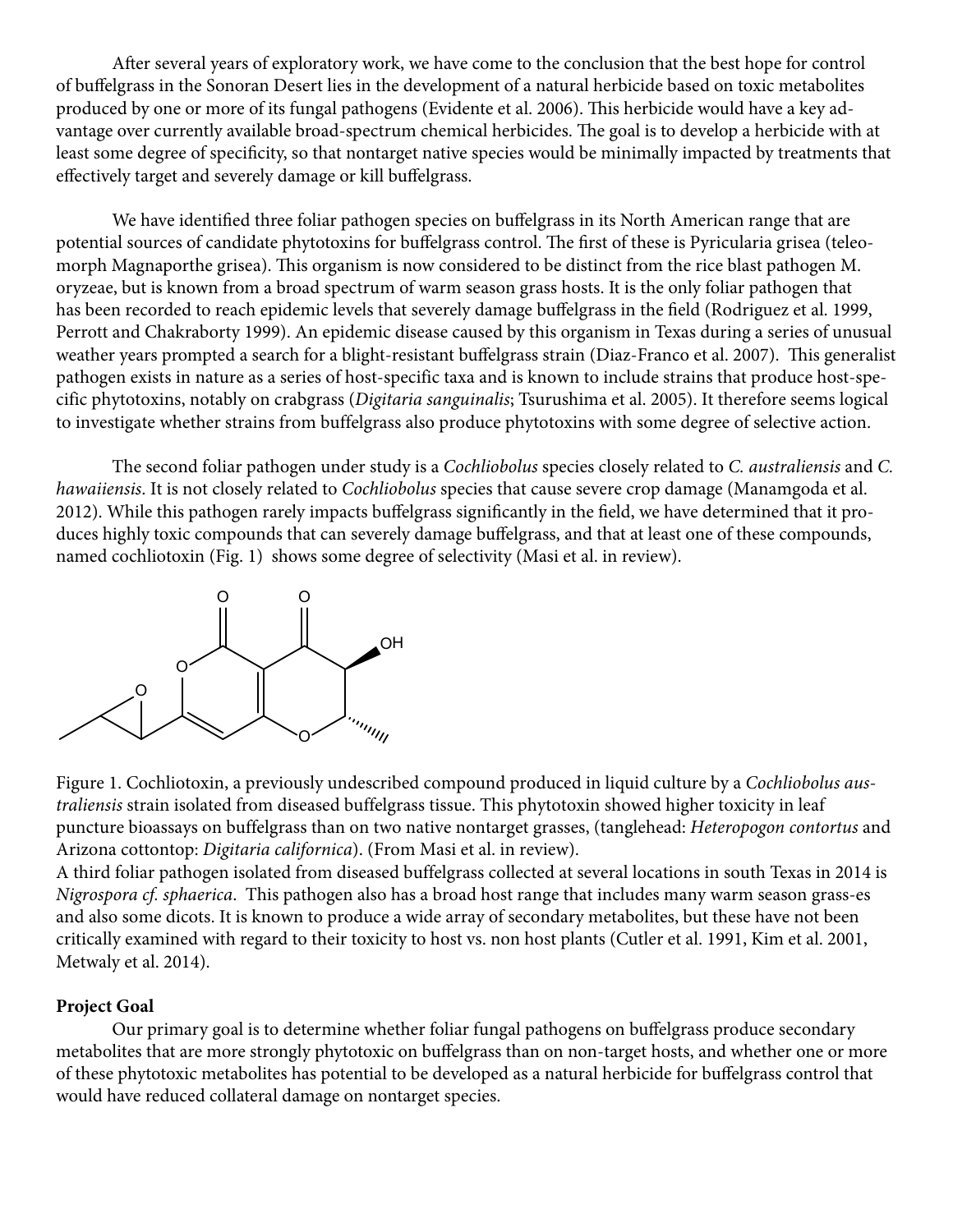After several years of exploratory work, we have come to the conclusion that the best hope for control of buffelgrass in the Sonoran Desert lies in the development of a natural herbicide based on toxic metabolites produced by one or more of its fungal pathogens (Evidente et al. 2006). This herbicide would have a key advantage over currently available broad-spectrum chemical herbicides. The goal is to develop a herbicide with at least some degree of specificity, so that nontarget native species would be minimally impacted by treatments that effectively target and severely damage or kill buffelgrass.

We have identified three foliar pathogen species on buffelgrass in its North American range that are potential sources of candidate phytotoxins for buffelgrass control. The first of these is Pyricularia grisea (teleomorph Magnaporthe grisea). This organism is now considered to be distinct from the rice blast pathogen M. oryzeae, but is known from a broad spectrum of warm season grass hosts. It is the only foliar pathogen that has been recorded to reach epidemic levels that severely damage buffelgrass in the field (Rodriguez et al. 1999, Perrott and Chakraborty 1999). An epidemic disease caused by this organism in Texas during a series of unusual weather years prompted a search for a blight-resistant buffelgrass strain (Diaz-Franco et al. 2007). This generalist pathogen exists in nature as a series of host-specific taxa and is known to include strains that produce host-specific phytotoxins, notably on crabgrass (*Digitaria sanguinalis*; Tsurushima et al. 2005). It therefore seems logical to investigate whether strains from buffelgrass also produce phytotoxins with some degree of selective action.

The second foliar pathogen under study is a *Cochliobolus* species closely related to *C. australiensis* and *C. hawaiiensis*. It is not closely related to *Cochliobolus* species that cause severe crop damage (Manamgoda et al. 2012). While this pathogen rarely impacts buffelgrass significantly in the field, we have determined that it produces highly toxic compounds that can severely damage buffelgrass, and that at least one of these compounds, named cochliotoxin (Fig. 1) shows some degree of selectivity (Masi et al. in review).

Figure 1. Cochliotoxin, a previously undescribed compound produced in liquid culture by a *Cochliobolus australiensis* strain isolated from diseased buffelgrass tissue. This phytotoxin showed higher toxicity in leaf puncture bioassays on buffelgrass than on two native nontarget grasses, (tanglehead: *Heteropogon contortus* and Arizona cottontop: *Digitaria californica*). (From Masi et al. in review).

A third foliar pathogen isolated from diseased buffelgrass collected at several locations in south Texas in 2014 is *Nigrospora cf. sphaerica*. This pathogen also has a broad host range that includes many warm season grass-es and also some dicots. It is known to produce a wide array of secondary metabolites, but these have not been critically examined with regard to their toxicity to host vs. non host plants (Cutler et al. 1991, Kim et al. 2001, Metwaly et al. 2014).

**Project Goal**

Our primary goal is to determine whether foliar fungal pathogens on buffelgrass produce secondary metabolites that are more strongly phytotoxic on buffelgrass than on non-target hosts, and whether one or more of these phytotoxic metabolites has potential to be developed as a natural herbicide for buffelgrass control that would have reduced collateral damage on nontarget species.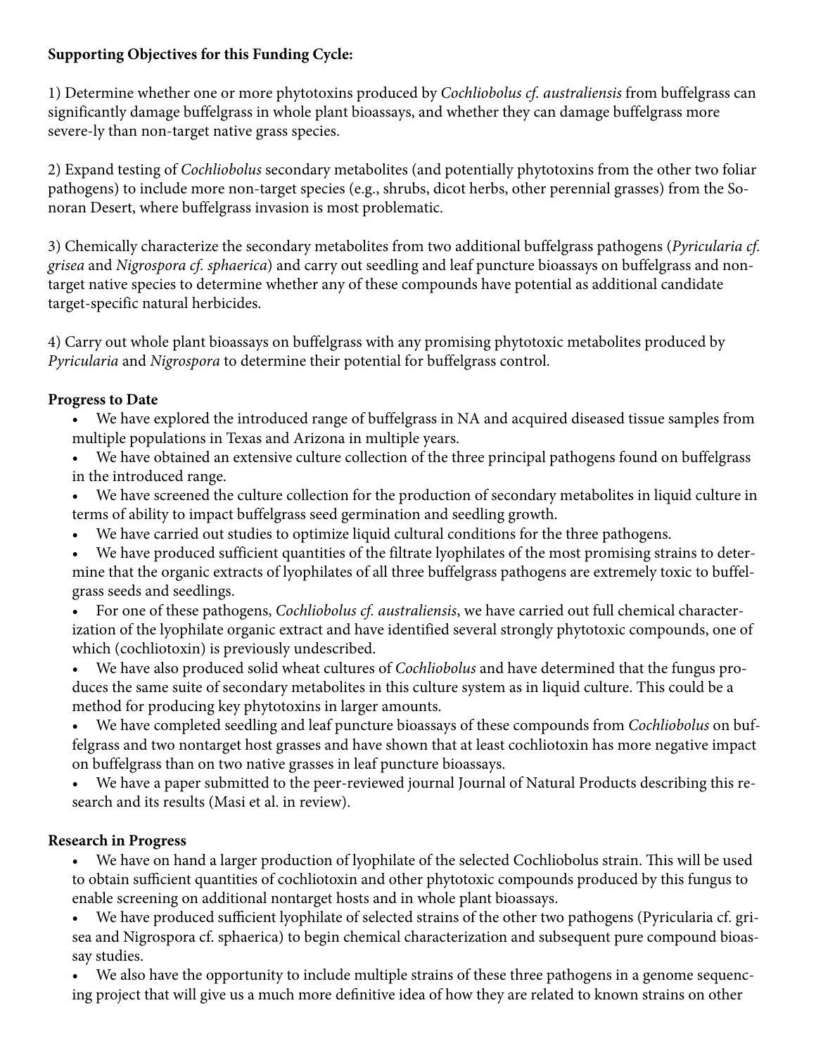**Supporting Objectives for this Funding Cycle:**

1) Determine whether one or more phytotoxins produced by *Cochliobolus cf. australiensis* from buffelgrass can significantly damage buffelgrass in whole plant bioassays, and whether they can damage buffelgrass more severe-ly than non-target native grass species.

2) Expand testing of *Cochliobolus* secondary metabolites (and potentially phytotoxins from the other two foliar pathogens) to include more non-target species (e.g., shrubs, dicot herbs, other perennial grasses) from the Sonoran Desert, where buffelgrass invasion is most problematic.

3) Chemically characterize the secondary metabolites from two additional buffelgrass pathogens (*Pyricularia cf. grisea* and *Nigrospora cf. sphaerica*) and carry out seedling and leaf puncture bioassays on buffelgrass and non-target native species to determine whether any of these compounds have potential as additional candidate target-specific natural herbicides.

4) Carry out whole plant bioassays on buffelgrass with any promising phytotoxic metabolites produced by *Pyricularia* and *Nigrospora* to determine their potential for buffelgrass control.

**Progress to Date**

- We have explored the introduced range of buffelgrass in NA and acquired diseased tissue samples from multiple populations in Texas and Arizona in multiple years.
- We have obtained an extensive culture collection of the three principal pathogens found on buffelgrass in the introduced range.
- We have screened the culture collection for the production of secondary metabolites in liquid culture in terms of ability to impact buffelgrass seed germination and seedling growth.
- We have carried out studies to optimize liquid cultural conditions for the three pathogens.
- We have produced sufficient quantities of the filtrate lyophilates of the most promising strains to determine that the organic extracts of lyophilates of all three buffelgrass pathogens are extremely toxic to buffelgrass seeds and seedlings.
- For one of these pathogens, *Cochliobolus cf. australiensis*, we have carried out full chemical characterization of the lyophilate organic extract and have identified several strongly phytotoxic compounds, one of which (cochliotoxin) is previously undescribed.
- We have also produced solid wheat cultures of *Cochliobolus* and have determined that the fungus produces the same suite of secondary metabolites in this culture system as in liquid culture. This could be a method for producing key phytotoxins in larger amounts.
- We have completed seedling and leaf puncture bioassays of these compounds from *Cochliobolus* on buffelgrass and two nontarget host grasses and have shown that at least cochliotoxin has more negative impact on buffelgrass than on two native grasses in leaf puncture bioassays.
- We have a paper submitted to the peer-reviewed journal Journal of Natural Products describing this research and its results (Masi et al. in review).

**Research in Progress**

- We have on hand a larger production of lyophilate of the selected Cochliobolus strain. This will be used to obtain sufficient quantities of cochliotoxin and other phytotoxic compounds produced by this fungus to enable screening on additional nontarget hosts and in whole plant bioassays.
- We have produced sufficient lyophilate of selected strains of the other two pathogens (Pyricularia cf. grisea and Nigrospora cf. sphaerica) to begin chemical characterization and subsequent pure compound bioassay studies.
- We also have the opportunity to include multiple strains of these three pathogens in a genome sequencing project that will give us a much more definitive idea of how they are related to known strains on other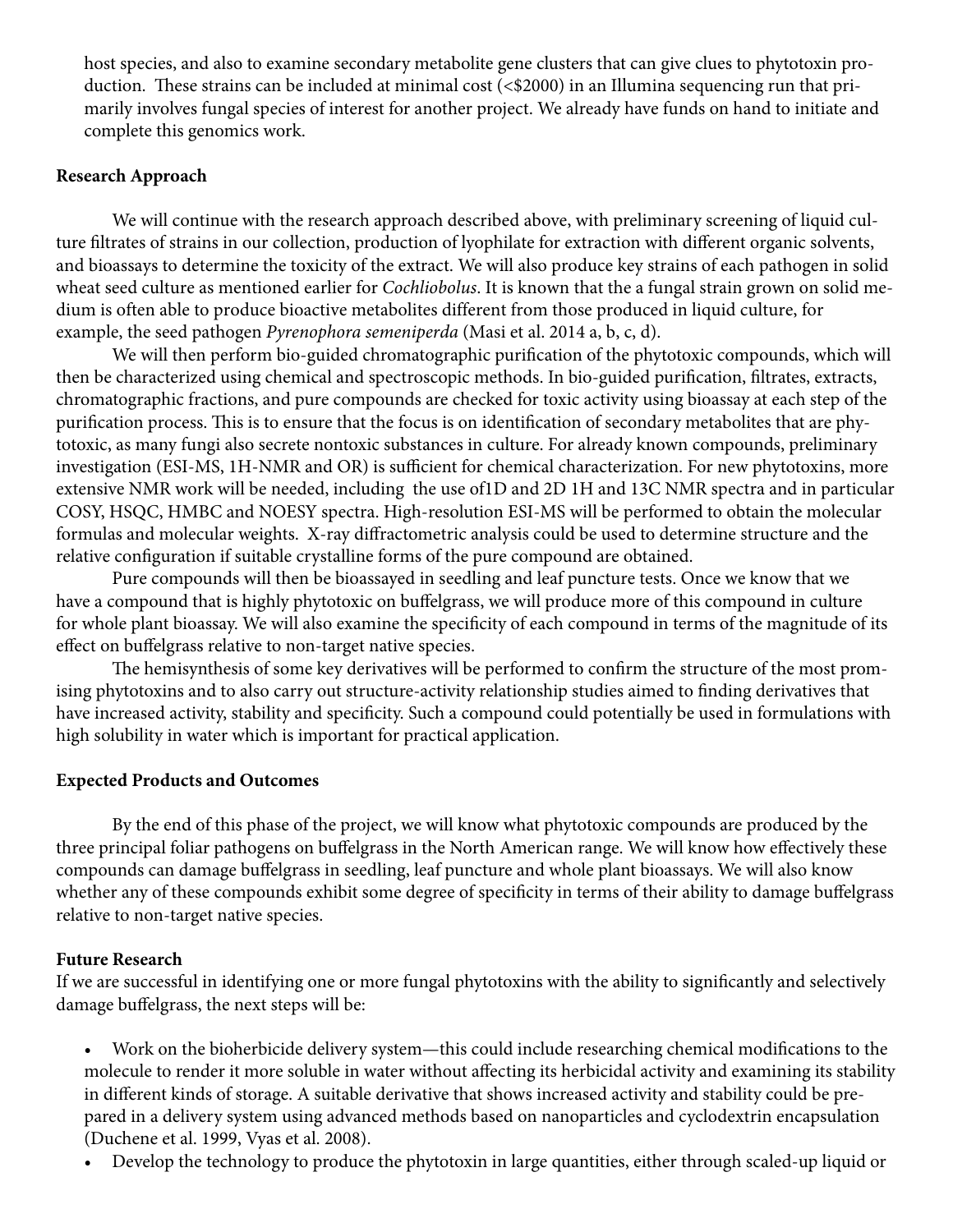host species, and also to examine secondary metabolite gene clusters that can give clues to phytotoxin production. These strains can be included at minimal cost (<$2000) in an Illumina sequencing run that primarily involves fungal species of interest for another project. We already have funds on hand to initiate and complete this genomics work.

**Research Approach**

We will continue with the research approach described above, with preliminary screening of liquid culture filtrates of strains in our collection, production of lyophilate for extraction with different organic solvents, and bioassays to determine the toxicity of the extract. We will also produce key strains of each pathogen in solid wheat seed culture as mentioned earlier for *Cochliobolus*. It is known that the a fungal strain grown on solid medium is often able to produce bioactive metabolites different from those produced in liquid culture, for example, the seed pathogen *Pyrenophora semeniperda* (Masi et al. 2014 a, b, c, d).

We will then perform bio-guided chromatographic purification of the phytotoxic compounds, which will then be characterized using chemical and spectroscopic methods. In bio-guided purification, filtrates, extracts, chromatographic fractions, and pure compounds are checked for toxic activity using bioassay at each step of the purification process. This is to ensure that the focus is on identification of secondary metabolites that are phytotoxic, as many fungi also secrete nontoxic substances in culture. For already known compounds, preliminary investigation (ESI-MS, 1H-NMR and OR) is sufficient for chemical characterization. For new phytotoxins, more extensive NMR work will be needed, including the use of1D and 2D 1H and 13C NMR spectra and in particular COSY, HSQC, HMBC and NOESY spectra. High-resolution ESI-MS will be performed to obtain the molecular formulas and molecular weights. X-ray diffractometric analysis could be used to determine structure and the relative configuration if suitable crystalline forms of the pure compound are obtained.

Pure compounds will then be bioassayed in seedling and leaf puncture tests. Once we know that we have a compound that is highly phytotoxic on buffelgrass, we will produce more of this compound in culture for whole plant bioassay. We will also examine the specificity of each compound in terms of the magnitude of its effect on buffelgrass relative to non-target native species.

The hemisynthesis of some key derivatives will be performed to confirm the structure of the most promising phytotoxins and to also carry out structure-activity relationship studies aimed to finding derivatives that have increased activity, stability and specificity. Such a compound could potentially be used in formulations with high solubility in water which is important for practical application.

**Expected Products and Outcomes**

By the end of this phase of the project, we will know what phytotoxic compounds are produced by the three principal foliar pathogens on buffelgrass in the North American range. We will know how effectively these compounds can damage buffelgrass in seedling, leaf puncture and whole plant bioassays. We will also know whether any of these compounds exhibit some degree of specificity in terms of their ability to damage buffelgrass relative to non-target native species.

**Future Research**

If we are successful in identifying one or more fungal phytotoxins with the ability to significantly and selectively damage buffelgrass, the next steps will be:

- Work on the bioherbicide delivery system—this could include researching chemical modifications to the molecule to render it more soluble in water without affecting its herbicidal activity and examining its stability in different kinds of storage. A suitable derivative that shows increased activity and stability could be prepared in a delivery system using advanced methods based on nanoparticles and cyclodextrin encapsulation (Duchene et al. 1999, Vyas et al. 2008).
- Develop the technology to produce the phytotoxin in large quantities, either through scaled-up liquid or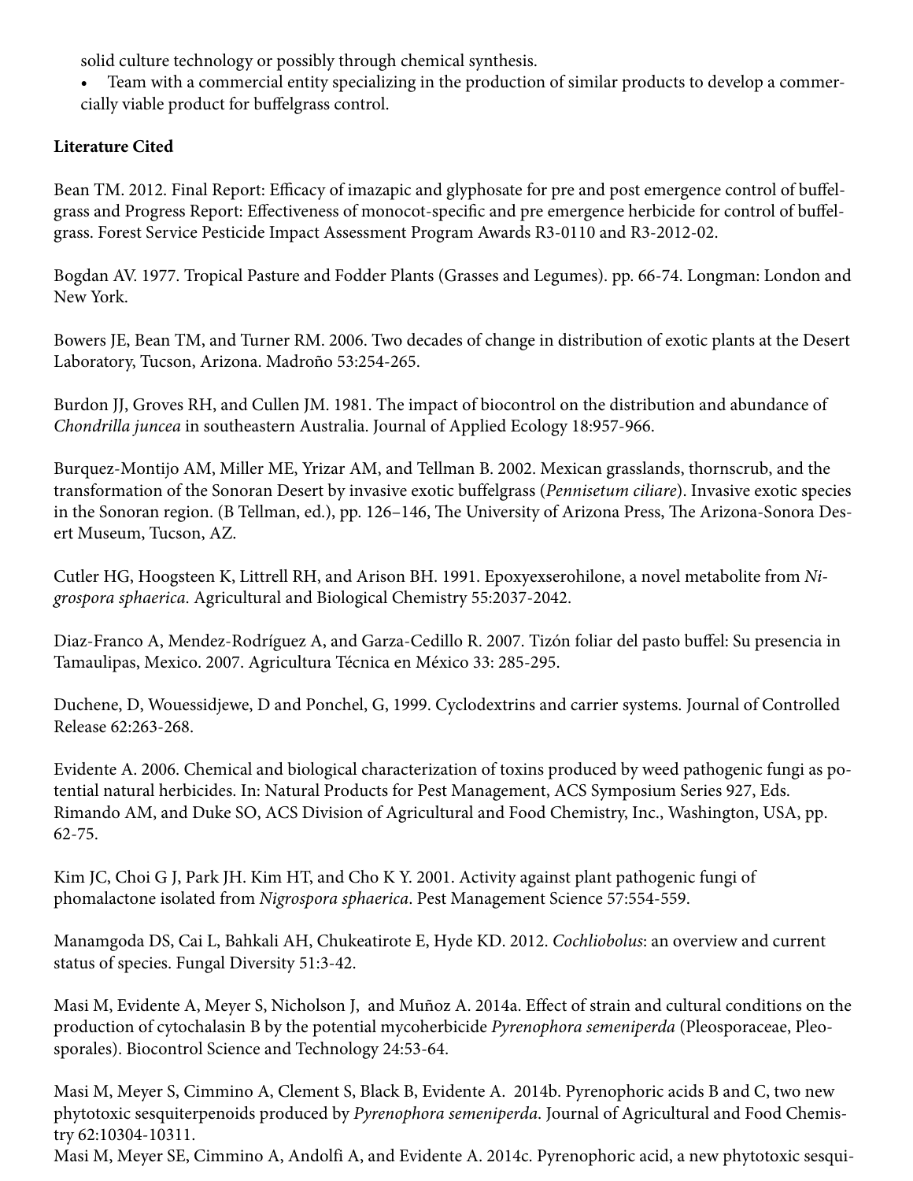solid culture technology or possibly through chemical synthesis.

- Team with a commercial entity specializing in the production of similar products to develop a commercially viable product for buffelgrass control.

**Literature Cited**

Bean TM. 2012. Final Report: Efficacy of imazapic and glyphosate for pre and post emergence control of buffelgrass and Progress Report: Effectiveness of monocot-specific and pre emergence herbicide for control of buffelgrass. Forest Service Pesticide Impact Assessment Program Awards R3-0110 and R3-2012-02.

Bogdan AV. 1977. Tropical Pasture and Fodder Plants (Grasses and Legumes). pp. 66-74. Longman: London and New York.

Bowers JE, Bean TM, and Turner RM. 2006. Two decades of change in distribution of exotic plants at the Desert Laboratory, Tucson, Arizona. Madroño 53:254-265.

Burdon JJ, Groves RH, and Cullen JM. 1981. The impact of biocontrol on the distribution and abundance of *Chondrilla juncea* in southeastern Australia. Journal of Applied Ecology 18:957-966.

Burquez-Montijo AM, Miller ME, Yrizar AM, and Tellman B. 2002. Mexican grasslands, thornscrub, and the transformation of the Sonoran Desert by invasive exotic buffelgrass (*Pennisetum ciliare*). Invasive exotic species in the Sonoran region. (B Tellman, ed.), pp. 126–146, The University of Arizona Press, The Arizona-Sonora Desert Museum, Tucson, AZ.

Cutler HG, Hoogsteen K, Littrell RH, and Arison BH. 1991. Epoxyexserohilone, a novel metabolite from *Nigrospora sphaerica*. Agricultural and Biological Chemistry 55:2037-2042.

Diaz-Franco A, Mendez-Rodríguez A, and Garza-Cedillo R. 2007. Tizón foliar del pasto buffel: Su presencia in Tamaulipas, Mexico. 2007. Agricultura Técnica en México 33: 285-295.

Duchene, D, Wouessidjewe, D and Ponchel, G, 1999. Cyclodextrins and carrier systems. Journal of Controlled Release 62:263-268.

Evidente A. 2006. Chemical and biological characterization of toxins produced by weed pathogenic fungi as potential natural herbicides. In: Natural Products for Pest Management, ACS Symposium Series 927, Eds. Rimando AM, and Duke SO, ACS Division of Agricultural and Food Chemistry, Inc., Washington, USA, pp. 62-75.

Kim JC, Choi G J, Park JH. Kim HT, and Cho K Y. 2001. Activity against plant pathogenic fungi of phomalactone isolated from *Nigrospora sphaerica*. Pest Management Science 57:554-559.

Manamgoda DS, Cai L, Bahkali AH, Chukeatirote E, Hyde KD. 2012. *Cochliobolus*: an overview and current status of species. Fungal Diversity 51:3-42.

Masi M, Evidente A, Meyer S, Nicholson J, and Muñoz A. 2014a. Effect of strain and cultural conditions on the production of cytochalasin B by the potential mycoherbicide *Pyrenophora semeniperda* (Pleosporaceae, Pleosporales). Biocontrol Science and Technology 24:53-64.

Masi M, Meyer S, Cimmino A, Clement S, Black B, Evidente A. 2014b. Pyrenophoric acids B and C, two new phytotoxic sesquiterpenoids produced by *Pyrenophora semeniperda*. Journal of Agricultural and Food Chemistry 62:10304-10311.

Masi M, Meyer SE, Cimmino A, Andolfi A, and Evidente A. 2014c. Pyrenophoric acid, a new phytotoxic sesqui-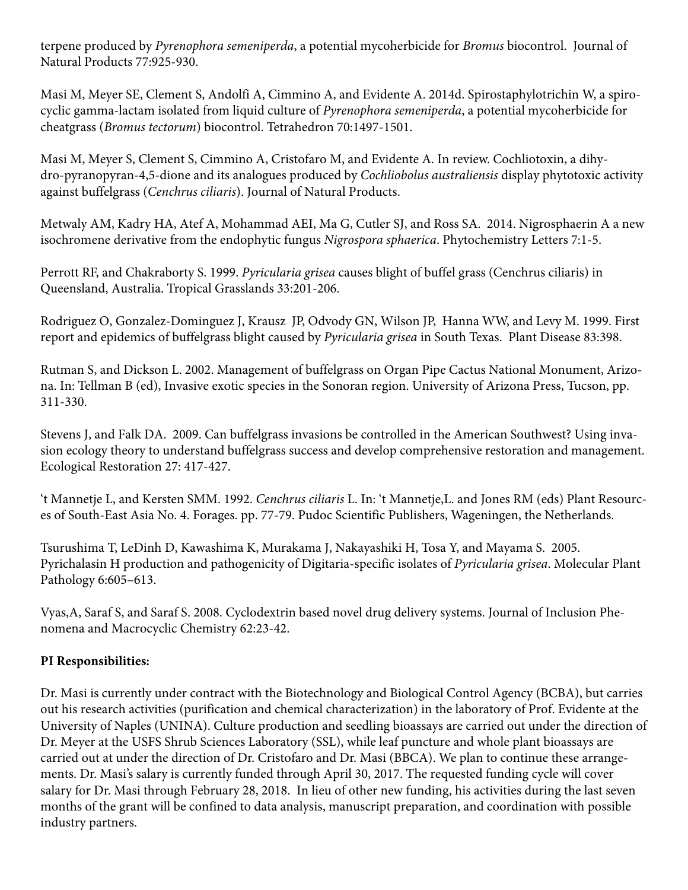terpene produced by *Pyrenophora semeniperda*, a potential mycoherbicide for *Bromus* biocontrol. Journal of Natural Products 77:925-930.

Masi M, Meyer SE, Clement S, Andolfi A, Cimmino A, and Evidente A. 2014d. Spirostaphylotrichin W, a spirocyclic gamma-lactam isolated from liquid culture of *Pyrenophora semeniperda*, a potential mycoherbicide for cheatgrass (*Bromus tectorum*) biocontrol. Tetrahedron 70:1497-1501.

Masi M, Meyer S, Clement S, Cimmino A, Cristofaro M, and Evidente A. In review. Cochliotoxin, a dihydro-pyranopyran-4,5-dione and its analogues produced by *Cochliobolus australiensis* display phytotoxic activity against buffelgrass (*Cenchrus ciliaris*). Journal of Natural Products.

Metwaly AM, Kadry HA, Atef A, Mohammad AEI, Ma G, Cutler SJ, and Ross SA. 2014. Nigrosphaerin A a new isochromene derivative from the endophytic fungus *Nigrospora sphaerica*. Phytochemistry Letters 7:1-5.

Perrott RF, and Chakraborty S. 1999. *Pyricularia grisea* causes blight of buffel grass (Cenchrus ciliaris) in Queensland, Australia. Tropical Grasslands 33:201-206.

Rodriguez O, Gonzalez-Dominguez J, Krausz JP, Odvody GN, Wilson JP, Hanna WW, and Levy M. 1999. First report and epidemics of buffelgrass blight caused by *Pyricularia grisea* in South Texas. Plant Disease 83:398.

Rutman S, and Dickson L. 2002. Management of buffelgrass on Organ Pipe Cactus National Monument, Arizona. In: Tellman B (ed), Invasive exotic species in the Sonoran region. University of Arizona Press, Tucson, pp. 311-330.

Stevens J, and Falk DA. 2009. Can buffelgrass invasions be controlled in the American Southwest? Using invasion ecology theory to understand buffelgrass success and develop comprehensive restoration and management. Ecological Restoration 27: 417-427.

't Mannetje L, and Kersten SMM. 1992. *Cenchrus ciliaris* L. In: 't Mannetje,L. and Jones RM (eds) Plant Resources of South-East Asia No. 4. Forages. pp. 77-79. Pudoc Scientific Publishers, Wageningen, the Netherlands.

Tsurushima T, LeDinh D, Kawashima K, Murakama J, Nakayashiki H, Tosa Y, and Mayama S. 2005. Pyrichalasin H production and pathogenicity of Digitaria-specific isolates of *Pyricularia grisea*. Molecular Plant Pathology 6:605–613.

Vyas,A, Saraf S, and Saraf S. 2008. Cyclodextrin based novel drug delivery systems. Journal of Inclusion Phenomena and Macrocyclic Chemistry 62:23-42.

**PI Responsibilities:**

Dr. Masi is currently under contract with the Biotechnology and Biological Control Agency (BCBA), but carries out his research activities (purification and chemical characterization) in the laboratory of Prof. Evidente at the University of Naples (UNINA). Culture production and seedling bioassays are carried out under the direction of Dr. Meyer at the USFS Shrub Sciences Laboratory (SSL), while leaf puncture and whole plant bioassays are carried out at under the direction of Dr. Cristofaro and Dr. Masi (BBCA). We plan to continue these arrangements. Dr. Masi's salary is currently funded through April 30, 2017. The requested funding cycle will cover salary for Dr. Masi through February 28, 2018. In lieu of other new funding, his activities during the last seven months of the grant will be confined to data analysis, manuscript preparation, and coordination with possible industry partners.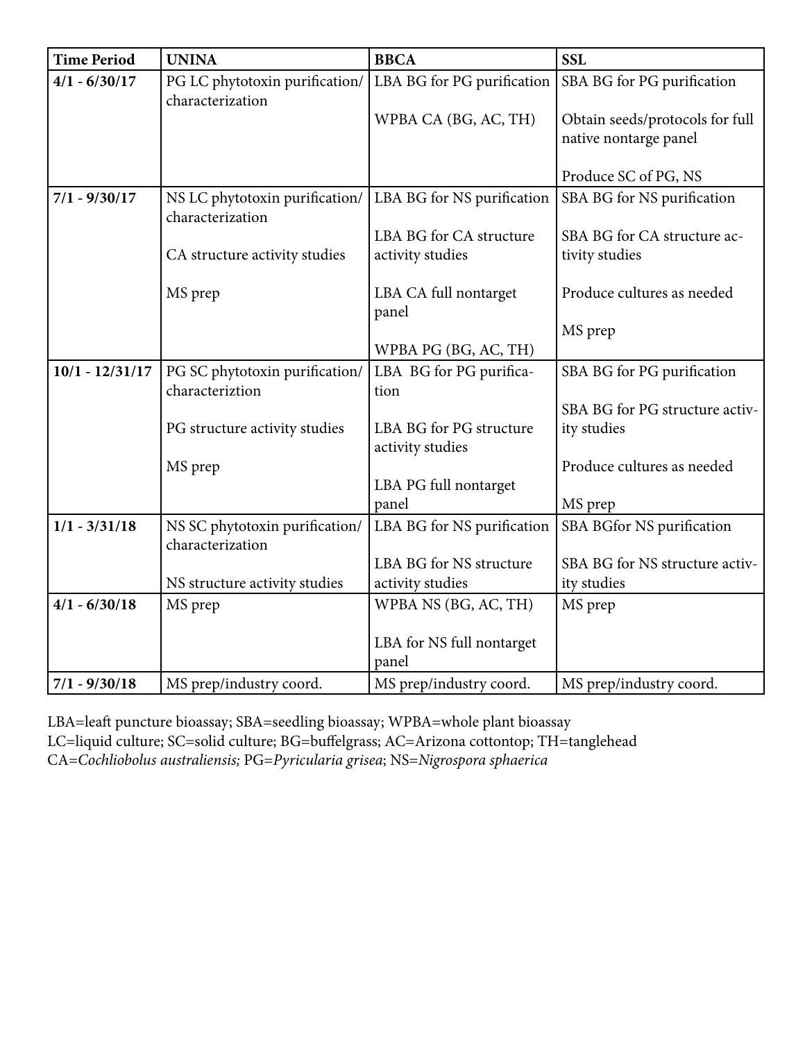| Time Period | UNINA | BBCA | SSL |
|---|---|---|---|
| 4/1 - 6/30/17 | PG LC phytotoxin purification/ characterization | LBA BG for PG purification<br><br>WPBA CA (BG, AC, TH) | SBA BG for PG purification<br><br>Obtain seeds/protocols for full native nontarge panel<br><br>Produce SC of PG, NS |
| 7/1 - 9/30/17 | NS LC phytotoxin purification/ characterization<br><br>CA structure activity studies<br><br>MS prep | LBA BG for NS purification<br><br>LBA BG for CA structure activity studies<br><br>LBA CA full nontarget panel<br><br>WPBA PG (BG, AC, TH) | SBA BG for NS purification<br><br>SBA BG for CA structure activity studies<br><br>Produce cultures as needed<br><br>MS prep |
| 10/1 - 12/31/17 | PG SC phytotoxin purification/ characteriztion<br><br>PG structure activity studies<br><br>MS prep | LBA BG for PG purification<br><br>LBA BG for PG structure activity studies<br><br>LBA PG full nontarget panel | SBA BG for PG purification<br><br>SBA BG for PG structure activity studies<br><br>Produce cultures as needed<br><br>MS prep |
| 1/1 - 3/31/18 | NS SC phytotoxin purification/ characterization<br><br>NS structure activity studies | LBA BG for NS purification<br><br>LBA BG for NS structure activity studies | SBA BGfor NS purification<br><br>SBA BG for NS structure activity studies |
| 4/1 - 6/30/18 | MS prep | WPBA NS (BG, AC, TH)<br><br>LBA for NS full nontarget panel | MS prep |
| 7/1 - 9/30/18 | MS prep/industry coord. | MS prep/industry coord. | MS prep/industry coord. |

LBA=leaft puncture bioassay; SBA=seedling bioassay; WPBA=whole plant bioassay
LC=liquid culture; SC=solid culture; BG=buffelgrass; AC=Arizona cottontop; TH=tanglehead
CA=*Cochliobolus australiensis;* PG=*Pyricularia grisea*; NS=*Nigrospora sphaerica*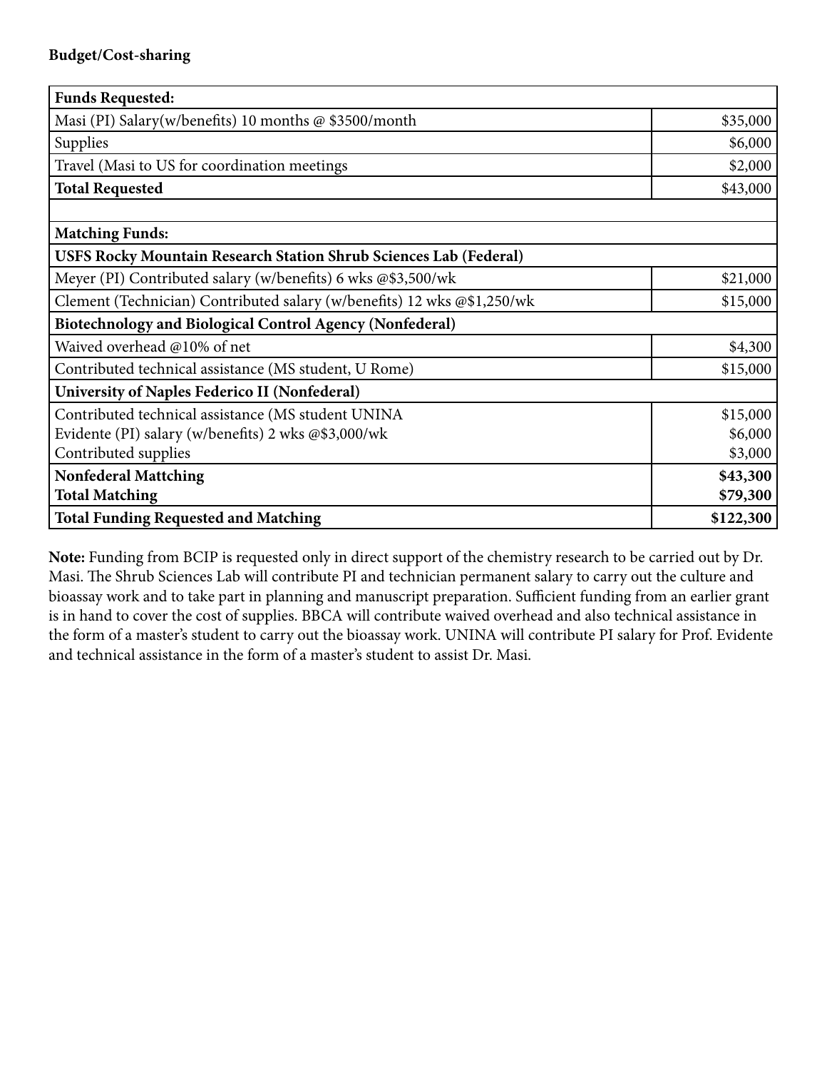**Budget/Cost-sharing**

| | |
|---|---|
| **Funds Requested:** | |
| Masi (PI) Salary(w/benefits) 10 months @ $3500/month | $35,000 |
| Supplies | $6,000 |
| Travel (Masi to US for coordination meetings | $2,000 |
| **Total Requested** | $43,000 |
| | |
| **Matching Funds:** | |
| **USFS Rocky Mountain Research Station Shrub Sciences Lab (Federal)** | |
| Meyer (PI) Contributed salary (w/benefits) 6 wks @$3,500/wk | $21,000 |
| Clement (Technician) Contributed salary (w/benefits) 12 wks @$1,250/wk | $15,000 |
| **Biotechnology and Biological Control Agency (Nonfederal)** | |
| Waived overhead @10% of net | $4,300 |
| Contributed technical assistance (MS student, U Rome) | $15,000 |
| **University of Naples Federico II (Nonfederal)** | |
| Contributed technical assistance (MS student UNINA | $15,000 |
| Evidente (PI) salary (w/benefits) 2 wks @$3,000/wk | $6,000 |
| Contributed supplies | $3,000 |
| **Nonfederal Mattching** | **$43,300** |
| **Total Matching** | **$79,300** |
| **Total Funding Requested and Matching** | **$122,300** |

**Note:** Funding from BCIP is requested only in direct support of the chemistry research to be carried out by Dr. Masi. The Shrub Sciences Lab will contribute PI and technician permanent salary to carry out the culture and bioassay work and to take part in planning and manuscript preparation. Sufficient funding from an earlier grant is in hand to cover the cost of supplies. BBCA will contribute waived overhead and also technical assistance in the form of a master's student to carry out the bioassay work. UNINA will contribute PI salary for Prof. Evidente and technical assistance in the form of a master's student to assist Dr. Masi.